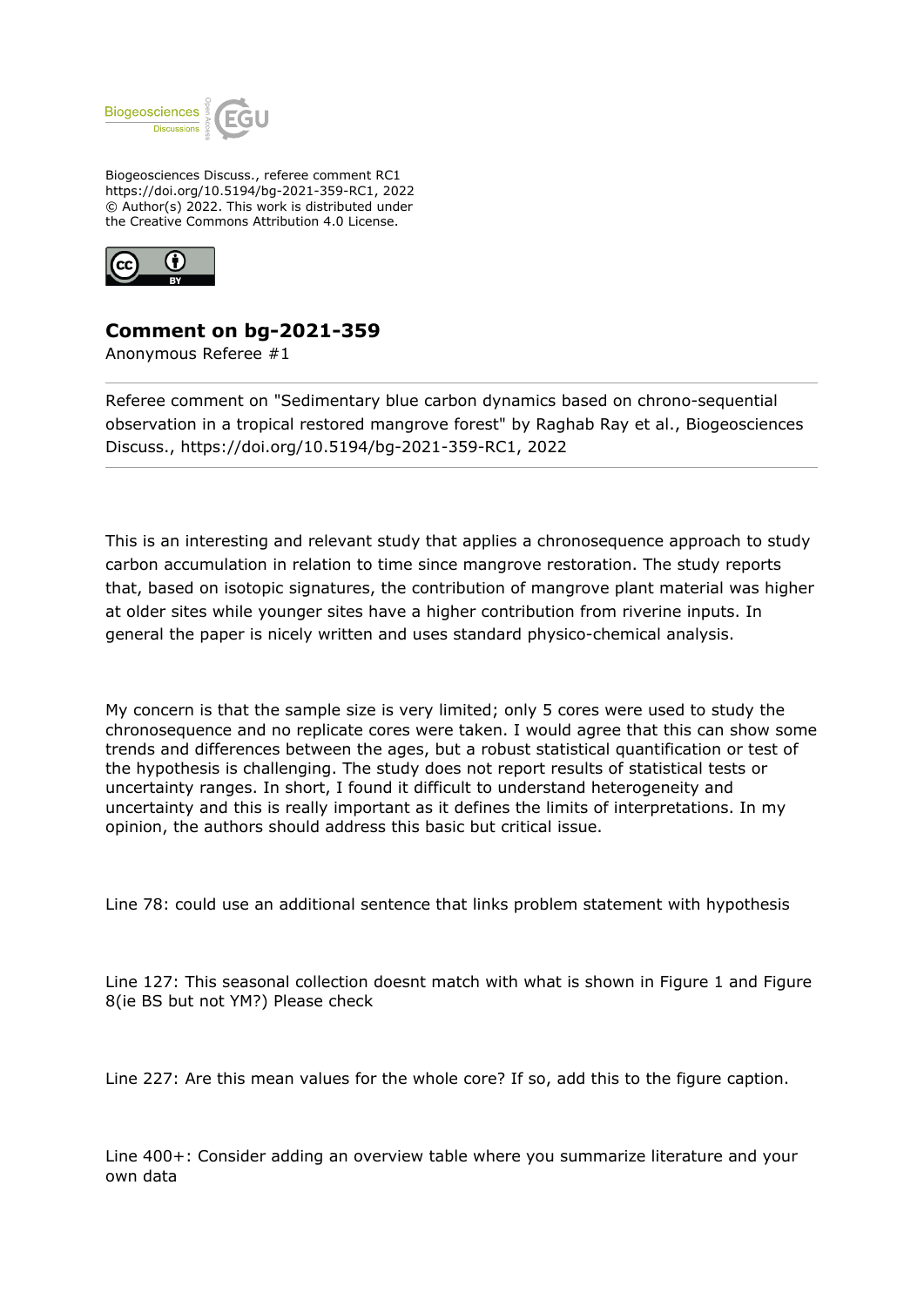Biogeosciences Discuss., referee comment RC1
https://doi.org/10.5194/bg-2021-359-RC1, 2022
© Author(s) 2022. This work is distributed under
the Creative Commons Attribution 4.0 License.

## Comment on bg-2021-359

Anonymous Referee #1

Referee comment on "Sedimentary blue carbon dynamics based on chrono-sequential observation in a tropical restored mangrove forest" by Raghab Ray et al., Biogeosciences Discuss., https://doi.org/10.5194/bg-2021-359-RC1, 2022

---

This is an interesting and relevant study that applies a chronosequence approach to study carbon accumulation in relation to time since mangrove restoration. The study reports that, based on isotopic signatures, the contribution of mangrove plant material was higher at older sites while younger sites have a higher contribution from riverine inputs. In general the paper is nicely written and uses standard physico-chemical analysis.

My concern is that the sample size is very limited; only 5 cores were used to study the chronosequence and no replicate cores were taken. I would agree that this can show some trends and differences between the ages, but a robust statistical quantification or test of the hypothesis is challenging. The study does not report results of statistical tests or uncertainty ranges. In short, I found it difficult to understand heterogeneity and uncertainty and this is really important as it defines the limits of interpretations. In my opinion, the authors should address this basic but critical issue.

Line 78: could use an additional sentence that links problem statement with hypothesis

Line 127: This seasonal collection doesnt match with what is shown in Figure 1 and Figure 8(ie BS but not YM?) Please check

Line 227: Are this mean values for the whole core? If so, add this to the figure caption.

Line 400+: Consider adding an overview table where you summarize literature and your own data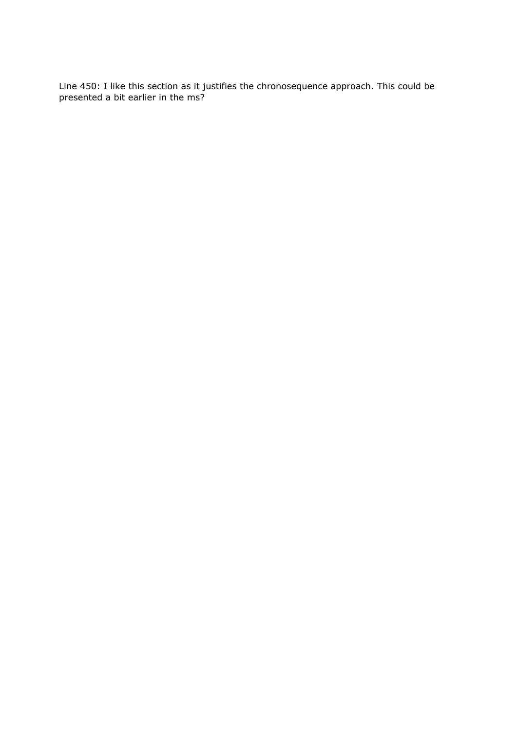Line 450: I like this section as it justifies the chronosequence approach. This could be presented a bit earlier in the ms?